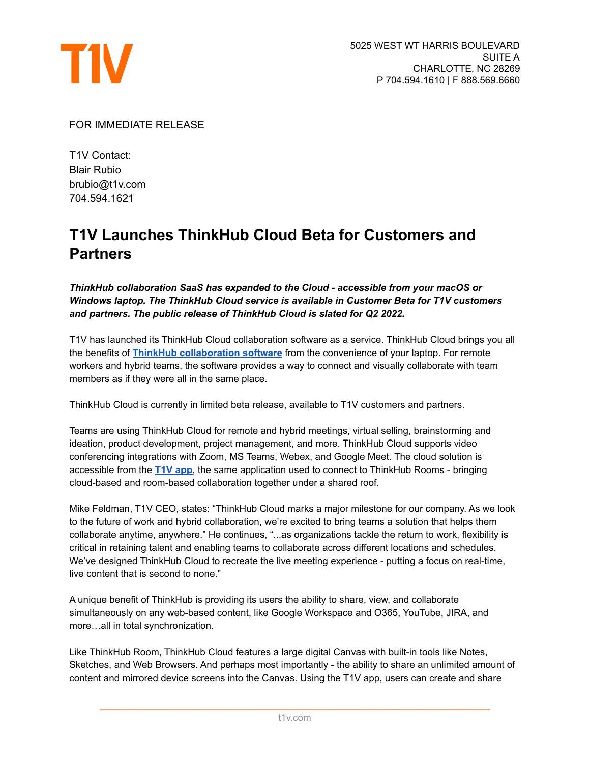5025 WEST WT HARRIS BOULEVARD
SUITE A
CHARLOTTE, NC 28269
P 704.594.1610 | F 888.569.6660

FOR IMMEDIATE RELEASE

T1V Contact:
Blair Rubio
brubio@t1v.com
704.594.1621

# T1V Launches ThinkHub Cloud Beta for Customers and Partners

***ThinkHub collaboration SaaS has expanded to the Cloud - accessible from your macOS or Windows laptop. The ThinkHub Cloud service is available in Customer Beta for T1V customers and partners. The public release of ThinkHub Cloud is slated for Q2 2022.***

T1V has launched its ThinkHub Cloud collaboration software as a service. ThinkHub Cloud brings you all the benefits of **ThinkHub collaboration software** from the convenience of your laptop. For remote workers and hybrid teams, the software provides a way to connect and visually collaborate with team members as if they were all in the same place.

ThinkHub Cloud is currently in limited beta release, available to T1V customers and partners.

Teams are using ThinkHub Cloud for remote and hybrid meetings, virtual selling, brainstorming and ideation, product development, project management, and more. ThinkHub Cloud supports video conferencing integrations with Zoom, MS Teams, Webex, and Google Meet. The cloud solution is accessible from the **T1V app**, the same application used to connect to ThinkHub Rooms - bringing cloud-based and room-based collaboration together under a shared roof.

Mike Feldman, T1V CEO, states: "ThinkHub Cloud marks a major milestone for our company. As we look to the future of work and hybrid collaboration, we're excited to bring teams a solution that helps them collaborate anytime, anywhere." He continues, "...as organizations tackle the return to work, flexibility is critical in retaining talent and enabling teams to collaborate across different locations and schedules. We've designed ThinkHub Cloud to recreate the live meeting experience - putting a focus on real-time, live content that is second to none."

A unique benefit of ThinkHub is providing its users the ability to share, view, and collaborate simultaneously on any web-based content, like Google Workspace and O365, YouTube, JIRA, and more…all in total synchronization.

Like ThinkHub Room, ThinkHub Cloud features a large digital Canvas with built-in tools like Notes, Sketches, and Web Browsers. And perhaps most importantly - the ability to share an unlimited amount of content and mirrored device screens into the Canvas. Using the T1V app, users can create and share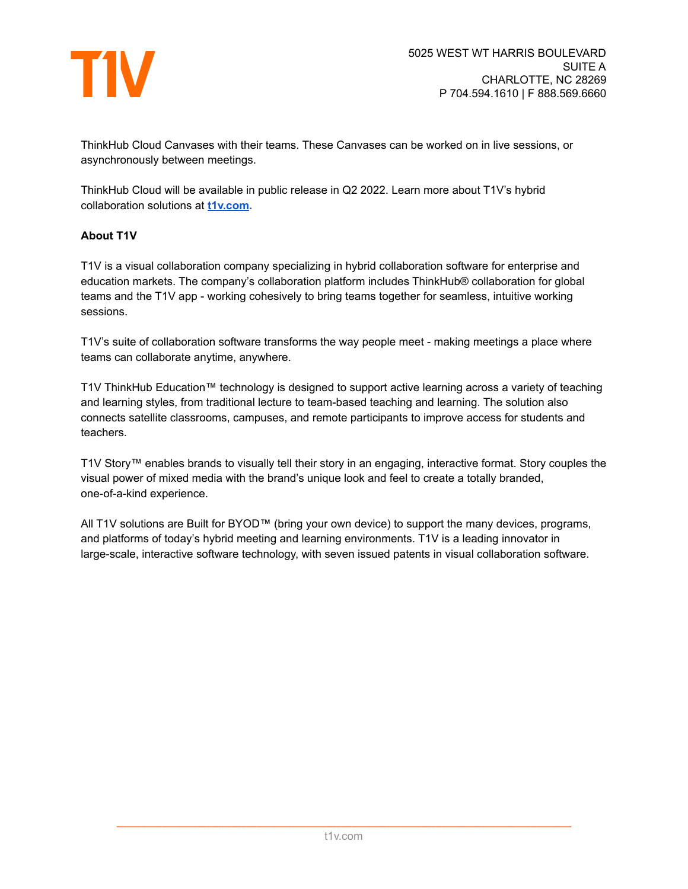ThinkHub Cloud Canvases with their teams. These Canvases can be worked on in live sessions, or asynchronously between meetings.

ThinkHub Cloud will be available in public release in Q2 2022. Learn more about T1V's hybrid collaboration solutions at **t1v.com.**

**About T1V**

T1V is a visual collaboration company specializing in hybrid collaboration software for enterprise and education markets. The company's collaboration platform includes ThinkHub® collaboration for global teams and the T1V app - working cohesively to bring teams together for seamless, intuitive working sessions.

T1V's suite of collaboration software transforms the way people meet - making meetings a place where teams can collaborate anytime, anywhere.

T1V ThinkHub Education™ technology is designed to support active learning across a variety of teaching and learning styles, from traditional lecture to team-based teaching and learning. The solution also connects satellite classrooms, campuses, and remote participants to improve access for students and teachers.

T1V Story™ enables brands to visually tell their story in an engaging, interactive format. Story couples the visual power of mixed media with the brand's unique look and feel to create a totally branded, one-of-a-kind experience.

All T1V solutions are Built for BYOD™ (bring your own device) to support the many devices, programs, and platforms of today's hybrid meeting and learning environments. T1V is a leading innovator in large-scale, interactive software technology, with seven issued patents in visual collaboration software.